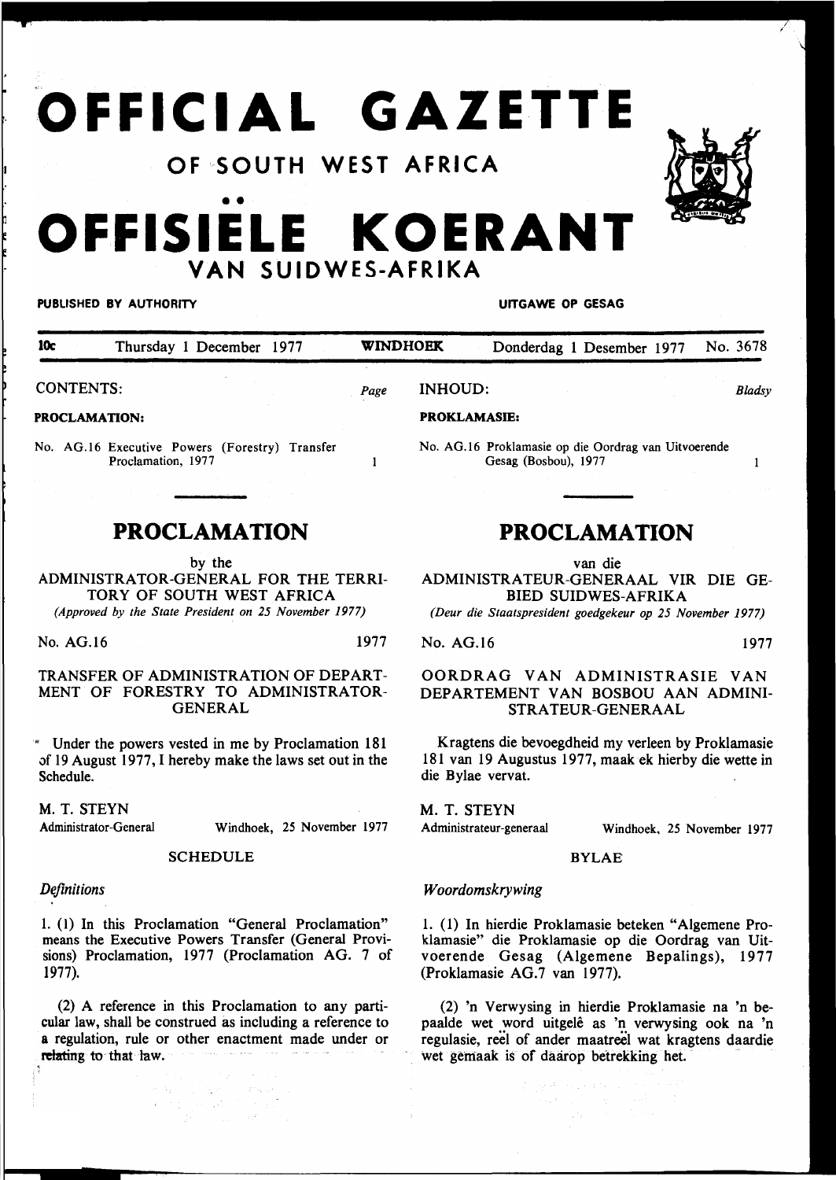# OFFICIAL GAZETTE

## OF SOUTH WEST AFRICA

# OFFISIËLE KOERANT

## VAN SUIDWES-AFRIKA

**PUBLISHED BY AUTHORITY** — **UITGAWE OP GESAG**

10c — Thursday 1 December 1977 — **WINDHOEK** — Donderdag 1 Desember 1977 — No. 3678

CONTENTS: *Page*

**PROCLAMATION:**

No. AG.16 Executive Powers (Forestry) Transfer Proclamation, 1977 — 1

INHOUD: *Bladsy*

**PROKLAMASIE:**

No. AG.16 Proklamasie op die Oordrag van Uitvoerende Gesag (Bosbou), 1977 — 1

## PROCLAMATION

by the

ADMINISTRATOR-GENERAL FOR THE TERRITORY OF SOUTH WEST AFRICA

*(Approved by the State President on 25 November 1977)*

No. AG.16 — 1977

TRANSFER OF ADMINISTRATION OF DEPARTMENT OF FORESTRY TO ADMINISTRATOR-GENERAL

Under the powers vested in me by Proclamation 181 of 19 August 1977, I hereby make the laws set out in the Schedule.

M. T. STEYN
Administrator-General — Windhoek, 25 November 1977

SCHEDULE

*Definitions*

1. (1) In this Proclamation "General Proclamation" means the Executive Powers Transfer (General Provisions) Proclamation, 1977 (Proclamation AG. 7 of 1977).

(2) A reference in this Proclamation to any particular law, shall be construed as including a reference to a regulation, rule or other enactment made under or relating to that law.

## PROCLAMATION

van die

ADMINISTRATEUR-GENERAAL VIR DIE GEBIED SUIDWES-AFRIKA

*(Deur die Staatspresident goedgekeur op 25 November 1977)*

No. AG.16 — 1977

OORDRAG VAN ADMINISTRASIE VAN DEPARTEMENT VAN BOSBOU AAN ADMINISTRATEUR-GENERAAL

Kragtens die bevoegdheid my verleen by Proklamasie 181 van 19 Augustus 1977, maak ek hierby die wette in die Bylae vervat.

M. T. STEYN
Administrateur-generaal — Windhoek, 25 November 1977

BYLAE

*Woordomskrywing*

1. (1) In hierdie Proklamasie beteken "Algemene Proklamasie" die Proklamasie op die Oordrag van Uitvoerende Gesag (Algemene Bepalings), 1977 (Proklamasie AG.7 van 1977).

(2) 'n Verwysing in hierdie Proklamasie na 'n bepaalde wet word uitgelê as 'n verwysing ook na 'n regulasie, reël of ander maatreël wat kragtens daardie wet gemaak is of daarop betrekking het.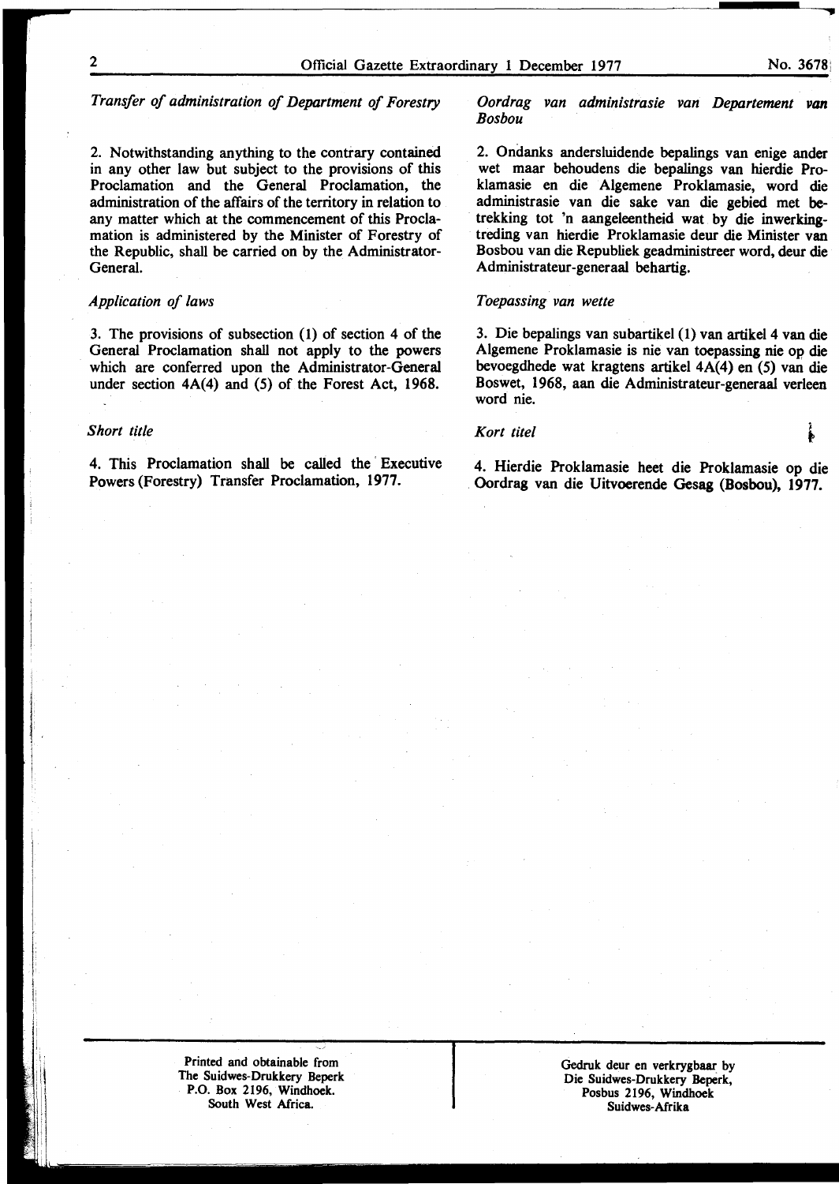*Transfer of administration of Department of Forestry*

2. Notwithstanding anything to the contrary contained in any other law but subject to the provisions of this Proclamation and the General Proclamation, the administration of the affairs of the territory in relation to any matter which at the commencement of this Proclamation is administered by the Minister of Forestry of the Republic, shall be carried on by the Administrator-General.

*Application of laws*

3. The provisions of subsection (1) of section 4 of the General Proclamation shall not apply to the powers which are conferred upon the Administrator-General under section 4A(4) and (5) of the Forest Act, 1968.

*Short title*

4. This Proclamation shall be called the Executive Powers (Forestry) Transfer Proclamation, 1977.

*Oordrag van administrasie van Departement van Bosbou*

2. Ondanks andersluidende bepalings van enige ander wet maar behoudens die bepalings van hierdie Proklamasie en die Algemene Proklamasie, word die administrasie van die sake van die gebied met betrekking tot 'n aangeleentheid wat by die inwerkingtreding van hierdie Proklamasie deur die Minister van Bosbou van die Republiek geadministreer word, deur die Administrateur-generaal behartig.

*Toepassing van wette*

3. Die bepalings van subartikel (1) van artikel 4 van die Algemene Proklamasie is nie van toepassing nie op die bevoegdhede wat kragtens artikel 4A(4) en (5) van die Boswet, 1968, aan die Administrateur-generaal verleen word nie.

*Kort titel*

4. Hierdie Proklamasie heet die Proklamasie op die Oordrag van die Uitvoerende Gesag (Bosbou), 1977.

Printed and obtainable from
The Suidwes-Drukkery Beperk
P.O. Box 2196, Windhoek.
South West Africa.

Gedruk deur en verkrygbaar by
Die Suidwes-Drukkery Beperk,
Posbus 2196, Windhoek
Suidwes-Afrika